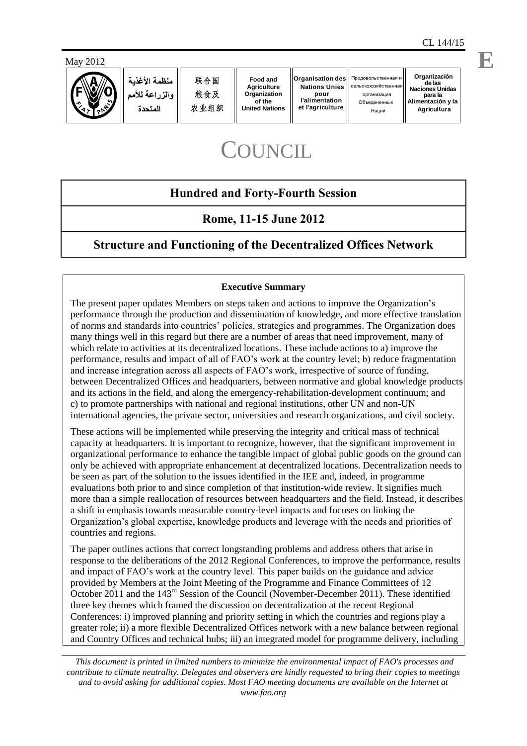CL 144/15

May 2012

| منظمة الأغذية والزراعة للأمم المتحدة | 联合国粮食及农业组织 | Food and Agriculture Organization of the United Nations | Organisation des Nations Unies pour l'alimentation et l'agriculture | Продовольственная и сельскохозяйственная организация Объединенных Наций | Organización de las Naciones Unidas para la Alimentación y la Agricultura |
| --- | --- | --- | --- | --- | --- |

E

# COUNCIL

## Hundred and Forty-Fourth Session

## Rome, 11-15 June 2012

## Structure and Functioning of the Decentralized Offices Network

**Executive Summary**

The present paper updates Members on steps taken and actions to improve the Organization's performance through the production and dissemination of knowledge, and more effective translation of norms and standards into countries' policies, strategies and programmes. The Organization does many things well in this regard but there are a number of areas that need improvement, many of which relate to activities at its decentralized locations. These include actions to a) improve the performance, results and impact of all of FAO's work at the country level; b) reduce fragmentation and increase integration across all aspects of FAO's work, irrespective of source of funding, between Decentralized Offices and headquarters, between normative and global knowledge products and its actions in the field, and along the emergency-rehabilitation-development continuum; and c) to promote partnerships with national and regional institutions, other UN and non-UN international agencies, the private sector, universities and research organizations, and civil society.

These actions will be implemented while preserving the integrity and critical mass of technical capacity at headquarters. It is important to recognize, however, that the significant improvement in organizational performance to enhance the tangible impact of global public goods on the ground can only be achieved with appropriate enhancement at decentralized locations. Decentralization needs to be seen as part of the solution to the issues identified in the IEE and, indeed, in programme evaluations both prior to and since completion of that institution-wide review. It signifies much more than a simple reallocation of resources between headquarters and the field. Instead, it describes a shift in emphasis towards measurable country-level impacts and focuses on linking the Organization's global expertise, knowledge products and leverage with the needs and priorities of countries and regions.

The paper outlines actions that correct longstanding problems and address others that arise in response to the deliberations of the 2012 Regional Conferences, to improve the performance, results and impact of FAO's work at the country level. This paper builds on the guidance and advice provided by Members at the Joint Meeting of the Programme and Finance Committees of 12 October 2011 and the 143rd Session of the Council (November-December 2011). These identified three key themes which framed the discussion on decentralization at the recent Regional Conferences: i) improved planning and priority setting in which the countries and regions play a greater role; ii) a more flexible Decentralized Offices network with a new balance between regional and Country Offices and technical hubs; iii) an integrated model for programme delivery, including

*This document is printed in limited numbers to minimize the environmental impact of FAO's processes and contribute to climate neutrality. Delegates and observers are kindly requested to bring their copies to meetings and to avoid asking for additional copies. Most FAO meeting documents are available on the Internet at www.fao.org*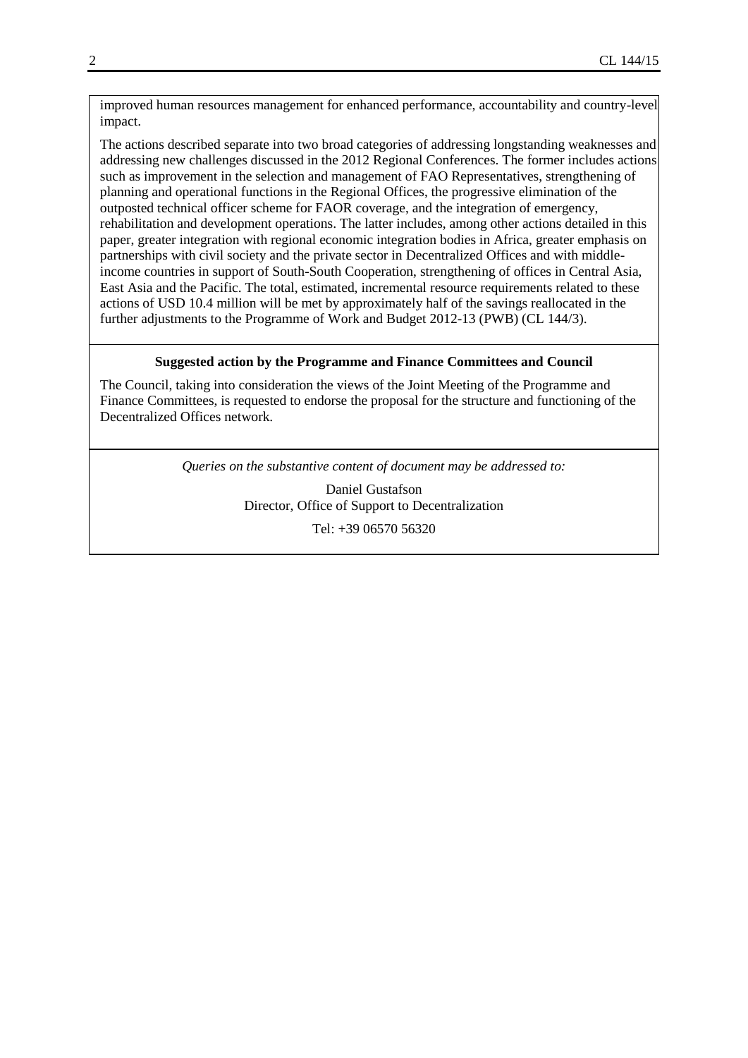improved human resources management for enhanced performance, accountability and country-level impact.

The actions described separate into two broad categories of addressing longstanding weaknesses and addressing new challenges discussed in the 2012 Regional Conferences. The former includes actions such as improvement in the selection and management of FAO Representatives, strengthening of planning and operational functions in the Regional Offices, the progressive elimination of the outposted technical officer scheme for FAOR coverage, and the integration of emergency, rehabilitation and development operations. The latter includes, among other actions detailed in this paper, greater integration with regional economic integration bodies in Africa, greater emphasis on partnerships with civil society and the private sector in Decentralized Offices and with middle-income countries in support of South-South Cooperation, strengthening of offices in Central Asia, East Asia and the Pacific. The total, estimated, incremental resource requirements related to these actions of USD 10.4 million will be met by approximately half of the savings reallocated in the further adjustments to the Programme of Work and Budget 2012-13 (PWB) (CL 144/3).

**Suggested action by the Programme and Finance Committees and Council**

The Council, taking into consideration the views of the Joint Meeting of the Programme and Finance Committees, is requested to endorse the proposal for the structure and functioning of the Decentralized Offices network.

*Queries on the substantive content of document may be addressed to:*

Daniel Gustafson
Director, Office of Support to Decentralization

Tel: +39 06570 56320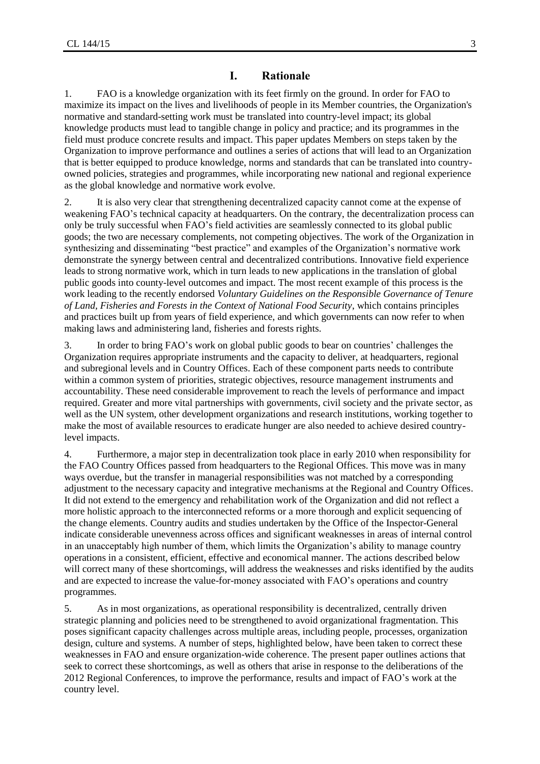# I. Rationale

1. FAO is a knowledge organization with its feet firmly on the ground. In order for FAO to maximize its impact on the lives and livelihoods of people in its Member countries, the Organization's normative and standard-setting work must be translated into country-level impact; its global knowledge products must lead to tangible change in policy and practice; and its programmes in the field must produce concrete results and impact. This paper updates Members on steps taken by the Organization to improve performance and outlines a series of actions that will lead to an Organization that is better equipped to produce knowledge, norms and standards that can be translated into country-owned policies, strategies and programmes, while incorporating new national and regional experience as the global knowledge and normative work evolve.

2. It is also very clear that strengthening decentralized capacity cannot come at the expense of weakening FAO's technical capacity at headquarters. On the contrary, the decentralization process can only be truly successful when FAO's field activities are seamlessly connected to its global public goods; the two are necessary complements, not competing objectives. The work of the Organization in synthesizing and disseminating "best practice" and examples of the Organization's normative work demonstrate the synergy between central and decentralized contributions. Innovative field experience leads to strong normative work, which in turn leads to new applications in the translation of global public goods into county-level outcomes and impact. The most recent example of this process is the work leading to the recently endorsed *Voluntary Guidelines on the Responsible Governance of Tenure of Land, Fisheries and Forests in the Context of National Food Security*, which contains principles and practices built up from years of field experience, and which governments can now refer to when making laws and administering land, fisheries and forests rights.

3. In order to bring FAO's work on global public goods to bear on countries' challenges the Organization requires appropriate instruments and the capacity to deliver, at headquarters, regional and subregional levels and in Country Offices. Each of these component parts needs to contribute within a common system of priorities, strategic objectives, resource management instruments and accountability. These need considerable improvement to reach the levels of performance and impact required. Greater and more vital partnerships with governments, civil society and the private sector, as well as the UN system, other development organizations and research institutions, working together to make the most of available resources to eradicate hunger are also needed to achieve desired country-level impacts.

4. Furthermore, a major step in decentralization took place in early 2010 when responsibility for the FAO Country Offices passed from headquarters to the Regional Offices. This move was in many ways overdue, but the transfer in managerial responsibilities was not matched by a corresponding adjustment to the necessary capacity and integrative mechanisms at the Regional and Country Offices. It did not extend to the emergency and rehabilitation work of the Organization and did not reflect a more holistic approach to the interconnected reforms or a more thorough and explicit sequencing of the change elements. Country audits and studies undertaken by the Office of the Inspector-General indicate considerable unevenness across offices and significant weaknesses in areas of internal control in an unacceptably high number of them, which limits the Organization's ability to manage country operations in a consistent, efficient, effective and economical manner. The actions described below will correct many of these shortcomings, will address the weaknesses and risks identified by the audits and are expected to increase the value-for-money associated with FAO's operations and country programmes.

5. As in most organizations, as operational responsibility is decentralized, centrally driven strategic planning and policies need to be strengthened to avoid organizational fragmentation. This poses significant capacity challenges across multiple areas, including people, processes, organization design, culture and systems. A number of steps, highlighted below, have been taken to correct these weaknesses in FAO and ensure organization-wide coherence. The present paper outlines actions that seek to correct these shortcomings, as well as others that arise in response to the deliberations of the 2012 Regional Conferences, to improve the performance, results and impact of FAO's work at the country level.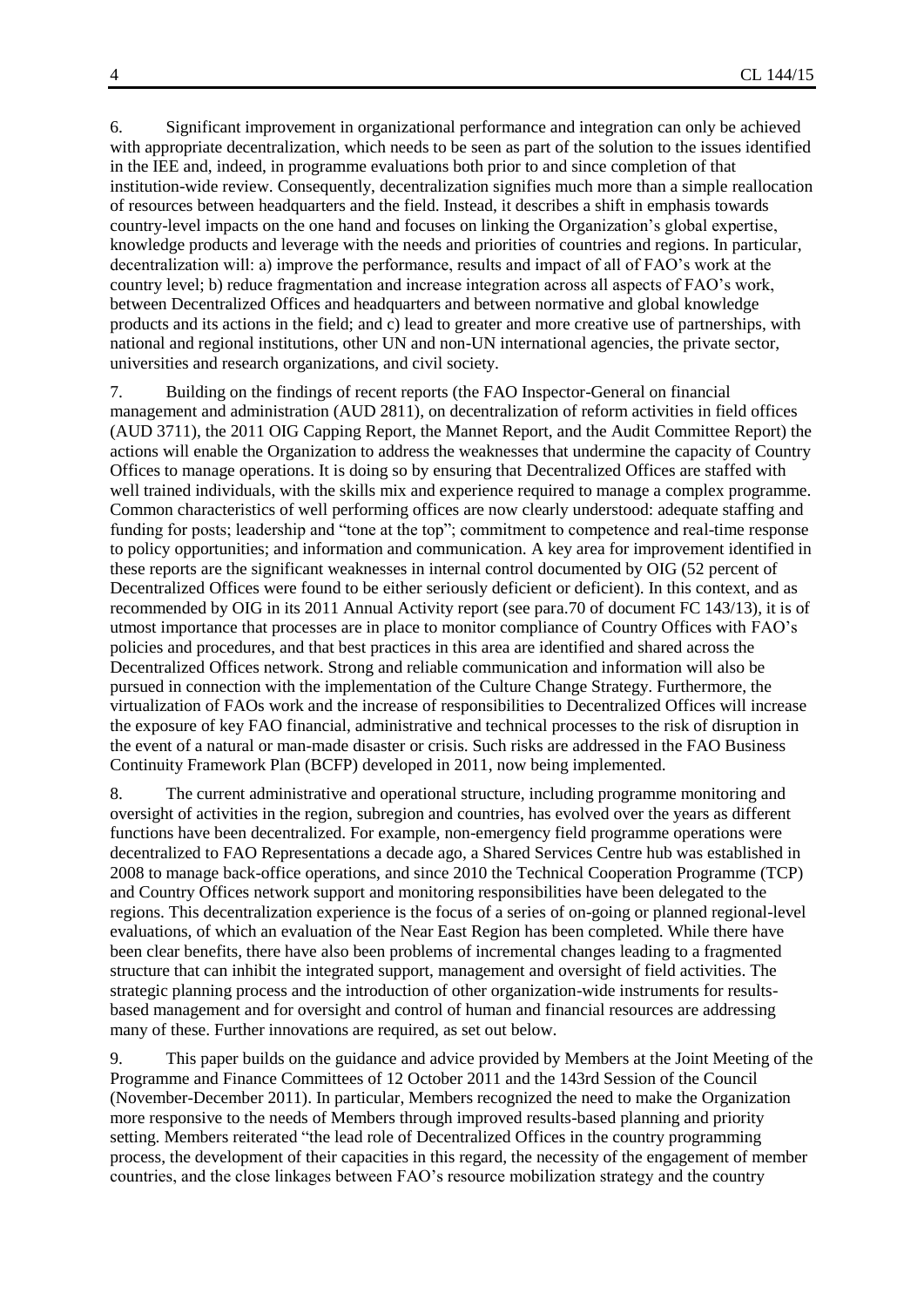6. Significant improvement in organizational performance and integration can only be achieved with appropriate decentralization, which needs to be seen as part of the solution to the issues identified in the IEE and, indeed, in programme evaluations both prior to and since completion of that institution-wide review. Consequently, decentralization signifies much more than a simple reallocation of resources between headquarters and the field. Instead, it describes a shift in emphasis towards country-level impacts on the one hand and focuses on linking the Organization's global expertise, knowledge products and leverage with the needs and priorities of countries and regions. In particular, decentralization will: a) improve the performance, results and impact of all of FAO's work at the country level; b) reduce fragmentation and increase integration across all aspects of FAO's work, between Decentralized Offices and headquarters and between normative and global knowledge products and its actions in the field; and c) lead to greater and more creative use of partnerships, with national and regional institutions, other UN and non-UN international agencies, the private sector, universities and research organizations, and civil society.

7. Building on the findings of recent reports (the FAO Inspector-General on financial management and administration (AUD 2811), on decentralization of reform activities in field offices (AUD 3711), the 2011 OIG Capping Report, the Mannet Report, and the Audit Committee Report) the actions will enable the Organization to address the weaknesses that undermine the capacity of Country Offices to manage operations. It is doing so by ensuring that Decentralized Offices are staffed with well trained individuals, with the skills mix and experience required to manage a complex programme. Common characteristics of well performing offices are now clearly understood: adequate staffing and funding for posts; leadership and "tone at the top"; commitment to competence and real-time response to policy opportunities; and information and communication. A key area for improvement identified in these reports are the significant weaknesses in internal control documented by OIG (52 percent of Decentralized Offices were found to be either seriously deficient or deficient). In this context, and as recommended by OIG in its 2011 Annual Activity report (see para.70 of document FC 143/13), it is of utmost importance that processes are in place to monitor compliance of Country Offices with FAO's policies and procedures, and that best practices in this area are identified and shared across the Decentralized Offices network. Strong and reliable communication and information will also be pursued in connection with the implementation of the Culture Change Strategy. Furthermore, the virtualization of FAOs work and the increase of responsibilities to Decentralized Offices will increase the exposure of key FAO financial, administrative and technical processes to the risk of disruption in the event of a natural or man-made disaster or crisis. Such risks are addressed in the FAO Business Continuity Framework Plan (BCFP) developed in 2011, now being implemented.

8. The current administrative and operational structure, including programme monitoring and oversight of activities in the region, subregion and countries, has evolved over the years as different functions have been decentralized. For example, non-emergency field programme operations were decentralized to FAO Representations a decade ago, a Shared Services Centre hub was established in 2008 to manage back-office operations, and since 2010 the Technical Cooperation Programme (TCP) and Country Offices network support and monitoring responsibilities have been delegated to the regions. This decentralization experience is the focus of a series of on-going or planned regional-level evaluations, of which an evaluation of the Near East Region has been completed. While there have been clear benefits, there have also been problems of incremental changes leading to a fragmented structure that can inhibit the integrated support, management and oversight of field activities. The strategic planning process and the introduction of other organization-wide instruments for results-based management and for oversight and control of human and financial resources are addressing many of these. Further innovations are required, as set out below.

9. This paper builds on the guidance and advice provided by Members at the Joint Meeting of the Programme and Finance Committees of 12 October 2011 and the 143rd Session of the Council (November-December 2011). In particular, Members recognized the need to make the Organization more responsive to the needs of Members through improved results-based planning and priority setting. Members reiterated "the lead role of Decentralized Offices in the country programming process, the development of their capacities in this regard, the necessity of the engagement of member countries, and the close linkages between FAO's resource mobilization strategy and the country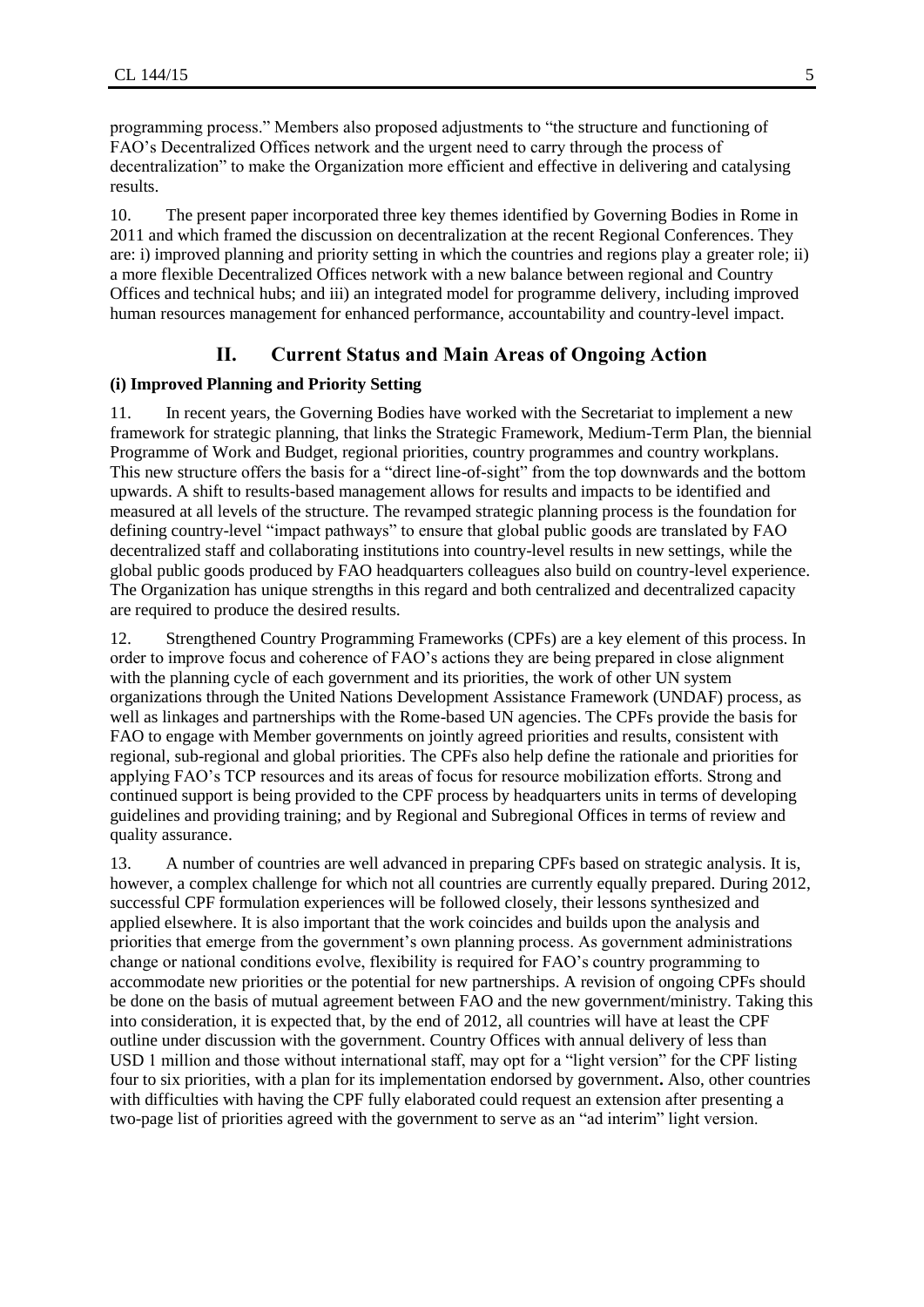programming process." Members also proposed adjustments to "the structure and functioning of FAO's Decentralized Offices network and the urgent need to carry through the process of decentralization" to make the Organization more efficient and effective in delivering and catalysing results.

10. The present paper incorporated three key themes identified by Governing Bodies in Rome in 2011 and which framed the discussion on decentralization at the recent Regional Conferences. They are: i) improved planning and priority setting in which the countries and regions play a greater role; ii) a more flexible Decentralized Offices network with a new balance between regional and Country Offices and technical hubs; and iii) an integrated model for programme delivery, including improved human resources management for enhanced performance, accountability and country-level impact.

## II. Current Status and Main Areas of Ongoing Action

### (i) Improved Planning and Priority Setting

11. In recent years, the Governing Bodies have worked with the Secretariat to implement a new framework for strategic planning, that links the Strategic Framework, Medium-Term Plan, the biennial Programme of Work and Budget, regional priorities, country programmes and country workplans. This new structure offers the basis for a "direct line-of-sight" from the top downwards and the bottom upwards. A shift to results-based management allows for results and impacts to be identified and measured at all levels of the structure. The revamped strategic planning process is the foundation for defining country-level "impact pathways" to ensure that global public goods are translated by FAO decentralized staff and collaborating institutions into country-level results in new settings, while the global public goods produced by FAO headquarters colleagues also build on country-level experience. The Organization has unique strengths in this regard and both centralized and decentralized capacity are required to produce the desired results.

12. Strengthened Country Programming Frameworks (CPFs) are a key element of this process. In order to improve focus and coherence of FAO's actions they are being prepared in close alignment with the planning cycle of each government and its priorities, the work of other UN system organizations through the United Nations Development Assistance Framework (UNDAF) process, as well as linkages and partnerships with the Rome-based UN agencies. The CPFs provide the basis for FAO to engage with Member governments on jointly agreed priorities and results, consistent with regional, sub-regional and global priorities. The CPFs also help define the rationale and priorities for applying FAO's TCP resources and its areas of focus for resource mobilization efforts. Strong and continued support is being provided to the CPF process by headquarters units in terms of developing guidelines and providing training; and by Regional and Subregional Offices in terms of review and quality assurance.

13. A number of countries are well advanced in preparing CPFs based on strategic analysis. It is, however, a complex challenge for which not all countries are currently equally prepared. During 2012, successful CPF formulation experiences will be followed closely, their lessons synthesized and applied elsewhere. It is also important that the work coincides and builds upon the analysis and priorities that emerge from the government's own planning process. As government administrations change or national conditions evolve, flexibility is required for FAO's country programming to accommodate new priorities or the potential for new partnerships. A revision of ongoing CPFs should be done on the basis of mutual agreement between FAO and the new government/ministry. Taking this into consideration, it is expected that, by the end of 2012, all countries will have at least the CPF outline under discussion with the government. Country Offices with annual delivery of less than USD 1 million and those without international staff, may opt for a "light version" for the CPF listing four to six priorities, with a plan for its implementation endorsed by government. Also, other countries with difficulties with having the CPF fully elaborated could request an extension after presenting a two-page list of priorities agreed with the government to serve as an "ad interim" light version.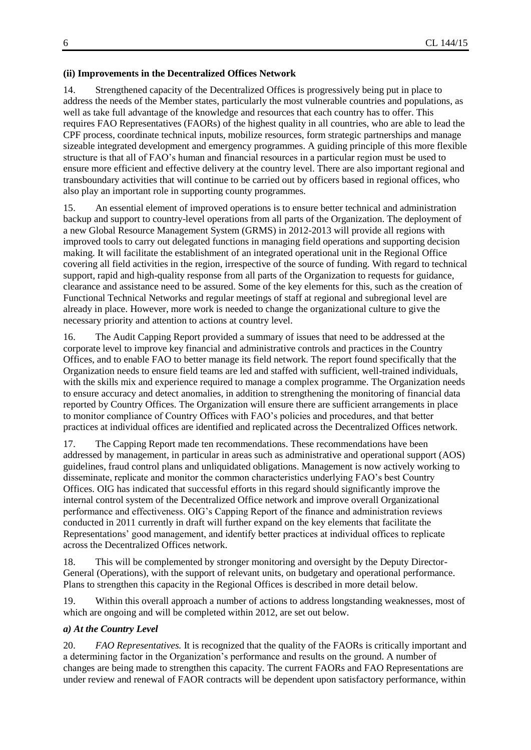**(ii) Improvements in the Decentralized Offices Network**

14. Strengthened capacity of the Decentralized Offices is progressively being put in place to address the needs of the Member states, particularly the most vulnerable countries and populations, as well as take full advantage of the knowledge and resources that each country has to offer. This requires FAO Representatives (FAORs) of the highest quality in all countries, who are able to lead the CPF process, coordinate technical inputs, mobilize resources, form strategic partnerships and manage sizeable integrated development and emergency programmes. A guiding principle of this more flexible structure is that all of FAO's human and financial resources in a particular region must be used to ensure more efficient and effective delivery at the country level. There are also important regional and transboundary activities that will continue to be carried out by officers based in regional offices, who also play an important role in supporting county programmes.

15. An essential element of improved operations is to ensure better technical and administration backup and support to country-level operations from all parts of the Organization. The deployment of a new Global Resource Management System (GRMS) in 2012-2013 will provide all regions with improved tools to carry out delegated functions in managing field operations and supporting decision making. It will facilitate the establishment of an integrated operational unit in the Regional Office covering all field activities in the region, irrespective of the source of funding. With regard to technical support, rapid and high-quality response from all parts of the Organization to requests for guidance, clearance and assistance need to be assured. Some of the key elements for this, such as the creation of Functional Technical Networks and regular meetings of staff at regional and subregional level are already in place. However, more work is needed to change the organizational culture to give the necessary priority and attention to actions at country level.

16. The Audit Capping Report provided a summary of issues that need to be addressed at the corporate level to improve key financial and administrative controls and practices in the Country Offices, and to enable FAO to better manage its field network. The report found specifically that the Organization needs to ensure field teams are led and staffed with sufficient, well-trained individuals, with the skills mix and experience required to manage a complex programme. The Organization needs to ensure accuracy and detect anomalies, in addition to strengthening the monitoring of financial data reported by Country Offices. The Organization will ensure there are sufficient arrangements in place to monitor compliance of Country Offices with FAO's policies and procedures, and that better practices at individual offices are identified and replicated across the Decentralized Offices network.

17. The Capping Report made ten recommendations. These recommendations have been addressed by management, in particular in areas such as administrative and operational support (AOS) guidelines, fraud control plans and unliquidated obligations. Management is now actively working to disseminate, replicate and monitor the common characteristics underlying FAO's best Country Offices. OIG has indicated that successful efforts in this regard should significantly improve the internal control system of the Decentralized Office network and improve overall Organizational performance and effectiveness. OIG's Capping Report of the finance and administration reviews conducted in 2011 currently in draft will further expand on the key elements that facilitate the Representations' good management, and identify better practices at individual offices to replicate across the Decentralized Offices network.

18. This will be complemented by stronger monitoring and oversight by the Deputy Director-General (Operations), with the support of relevant units, on budgetary and operational performance. Plans to strengthen this capacity in the Regional Offices is described in more detail below.

19. Within this overall approach a number of actions to address longstanding weaknesses, most of which are ongoing and will be completed within 2012, are set out below.

***a) At the Country Level***

20. *FAO Representatives.* It is recognized that the quality of the FAORs is critically important and a determining factor in the Organization's performance and results on the ground. A number of changes are being made to strengthen this capacity. The current FAORs and FAO Representations are under review and renewal of FAOR contracts will be dependent upon satisfactory performance, within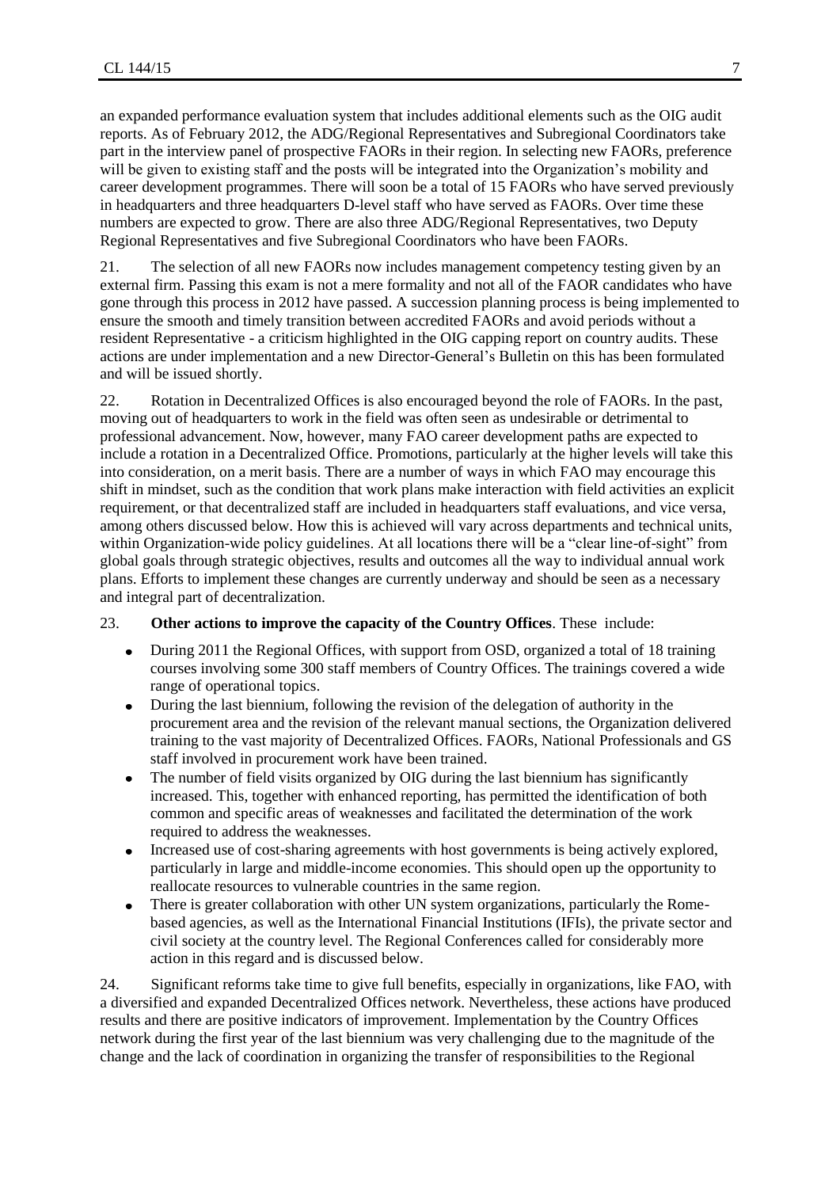an expanded performance evaluation system that includes additional elements such as the OIG audit reports. As of February 2012, the ADG/Regional Representatives and Subregional Coordinators take part in the interview panel of prospective FAORs in their region. In selecting new FAORs, preference will be given to existing staff and the posts will be integrated into the Organization's mobility and career development programmes. There will soon be a total of 15 FAORs who have served previously in headquarters and three headquarters D-level staff who have served as FAORs. Over time these numbers are expected to grow. There are also three ADG/Regional Representatives, two Deputy Regional Representatives and five Subregional Coordinators who have been FAORs.

21. The selection of all new FAORs now includes management competency testing given by an external firm. Passing this exam is not a mere formality and not all of the FAOR candidates who have gone through this process in 2012 have passed. A succession planning process is being implemented to ensure the smooth and timely transition between accredited FAORs and avoid periods without a resident Representative - a criticism highlighted in the OIG capping report on country audits. These actions are under implementation and a new Director-General's Bulletin on this has been formulated and will be issued shortly.

22. Rotation in Decentralized Offices is also encouraged beyond the role of FAORs. In the past, moving out of headquarters to work in the field was often seen as undesirable or detrimental to professional advancement. Now, however, many FAO career development paths are expected to include a rotation in a Decentralized Office. Promotions, particularly at the higher levels will take this into consideration, on a merit basis. There are a number of ways in which FAO may encourage this shift in mindset, such as the condition that work plans make interaction with field activities an explicit requirement, or that decentralized staff are included in headquarters staff evaluations, and vice versa, among others discussed below. How this is achieved will vary across departments and technical units, within Organization-wide policy guidelines. At all locations there will be a "clear line-of-sight" from global goals through strategic objectives, results and outcomes all the way to individual annual work plans. Efforts to implement these changes are currently underway and should be seen as a necessary and integral part of decentralization.

23. **Other actions to improve the capacity of the Country Offices**. These include:

- During 2011 the Regional Offices, with support from OSD, organized a total of 18 training courses involving some 300 staff members of Country Offices. The trainings covered a wide range of operational topics.
- During the last biennium, following the revision of the delegation of authority in the procurement area and the revision of the relevant manual sections, the Organization delivered training to the vast majority of Decentralized Offices. FAORs, National Professionals and GS staff involved in procurement work have been trained.
- The number of field visits organized by OIG during the last biennium has significantly increased. This, together with enhanced reporting, has permitted the identification of both common and specific areas of weaknesses and facilitated the determination of the work required to address the weaknesses.
- Increased use of cost-sharing agreements with host governments is being actively explored, particularly in large and middle-income economies. This should open up the opportunity to reallocate resources to vulnerable countries in the same region.
- There is greater collaboration with other UN system organizations, particularly the Rome-based agencies, as well as the International Financial Institutions (IFIs), the private sector and civil society at the country level. The Regional Conferences called for considerably more action in this regard and is discussed below.

24. Significant reforms take time to give full benefits, especially in organizations, like FAO, with a diversified and expanded Decentralized Offices network. Nevertheless, these actions have produced results and there are positive indicators of improvement. Implementation by the Country Offices network during the first year of the last biennium was very challenging due to the magnitude of the change and the lack of coordination in organizing the transfer of responsibilities to the Regional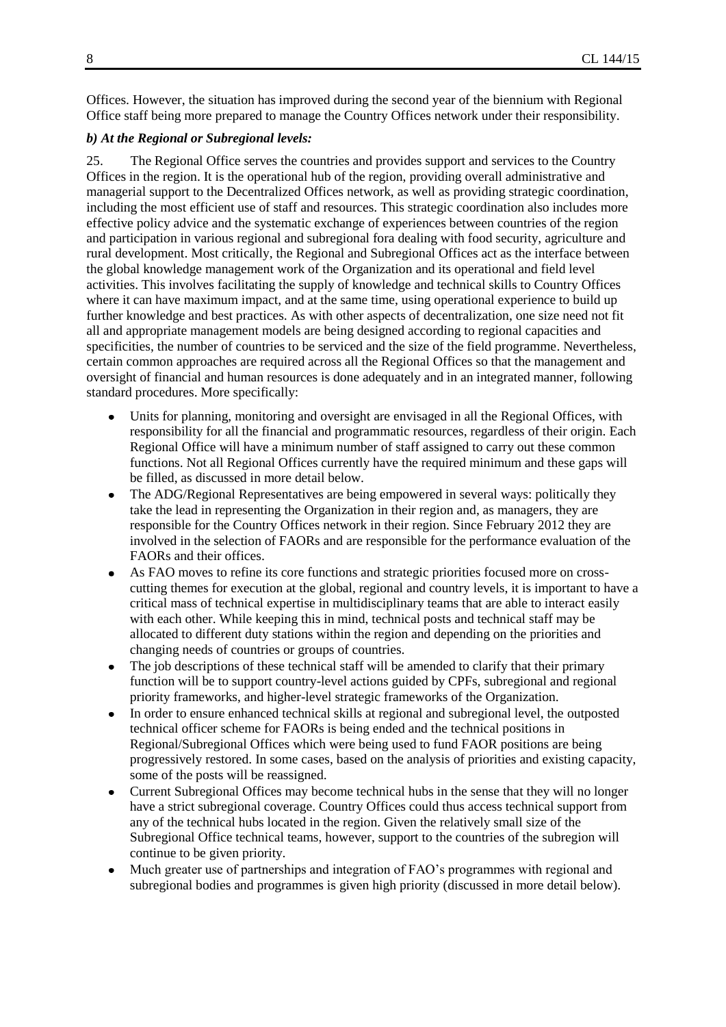Offices. However, the situation has improved during the second year of the biennium with Regional Office staff being more prepared to manage the Country Offices network under their responsibility.

***b) At the Regional or Subregional levels:***

25. The Regional Office serves the countries and provides support and services to the Country Offices in the region. It is the operational hub of the region, providing overall administrative and managerial support to the Decentralized Offices network, as well as providing strategic coordination, including the most efficient use of staff and resources. This strategic coordination also includes more effective policy advice and the systematic exchange of experiences between countries of the region and participation in various regional and subregional fora dealing with food security, agriculture and rural development. Most critically, the Regional and Subregional Offices act as the interface between the global knowledge management work of the Organization and its operational and field level activities. This involves facilitating the supply of knowledge and technical skills to Country Offices where it can have maximum impact, and at the same time, using operational experience to build up further knowledge and best practices. As with other aspects of decentralization, one size need not fit all and appropriate management models are being designed according to regional capacities and specificities, the number of countries to be serviced and the size of the field programme. Nevertheless, certain common approaches are required across all the Regional Offices so that the management and oversight of financial and human resources is done adequately and in an integrated manner, following standard procedures. More specifically:

- Units for planning, monitoring and oversight are envisaged in all the Regional Offices, with responsibility for all the financial and programmatic resources, regardless of their origin. Each Regional Office will have a minimum number of staff assigned to carry out these common functions. Not all Regional Offices currently have the required minimum and these gaps will be filled, as discussed in more detail below.
- The ADG/Regional Representatives are being empowered in several ways: politically they take the lead in representing the Organization in their region and, as managers, they are responsible for the Country Offices network in their region. Since February 2012 they are involved in the selection of FAORs and are responsible for the performance evaluation of the FAORs and their offices.
- As FAO moves to refine its core functions and strategic priorities focused more on cross-cutting themes for execution at the global, regional and country levels, it is important to have a critical mass of technical expertise in multidisciplinary teams that are able to interact easily with each other. While keeping this in mind, technical posts and technical staff may be allocated to different duty stations within the region and depending on the priorities and changing needs of countries or groups of countries.
- The job descriptions of these technical staff will be amended to clarify that their primary function will be to support country-level actions guided by CPFs, subregional and regional priority frameworks, and higher-level strategic frameworks of the Organization.
- In order to ensure enhanced technical skills at regional and subregional level, the outposted technical officer scheme for FAORs is being ended and the technical positions in Regional/Subregional Offices which were being used to fund FAOR positions are being progressively restored. In some cases, based on the analysis of priorities and existing capacity, some of the posts will be reassigned.
- Current Subregional Offices may become technical hubs in the sense that they will no longer have a strict subregional coverage. Country Offices could thus access technical support from any of the technical hubs located in the region. Given the relatively small size of the Subregional Office technical teams, however, support to the countries of the subregion will continue to be given priority.
- Much greater use of partnerships and integration of FAO's programmes with regional and subregional bodies and programmes is given high priority (discussed in more detail below).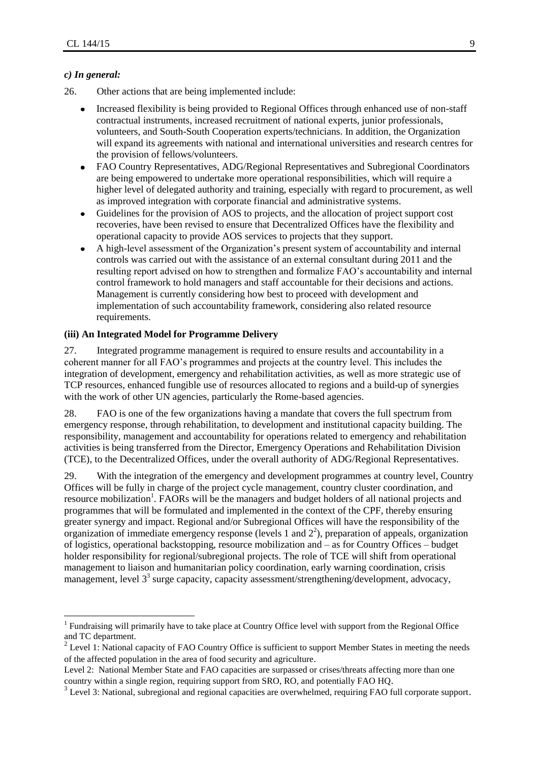### *c) In general:*

26. Other actions that are being implemented include:

- Increased flexibility is being provided to Regional Offices through enhanced use of non-staff contractual instruments, increased recruitment of national experts, junior professionals, volunteers, and South-South Cooperation experts/technicians. In addition, the Organization will expand its agreements with national and international universities and research centres for the provision of fellows/volunteers.
- FAO Country Representatives, ADG/Regional Representatives and Subregional Coordinators are being empowered to undertake more operational responsibilities, which will require a higher level of delegated authority and training, especially with regard to procurement, as well as improved integration with corporate financial and administrative systems.
- Guidelines for the provision of AOS to projects, and the allocation of project support cost recoveries, have been revised to ensure that Decentralized Offices have the flexibility and operational capacity to provide AOS services to projects that they support.
- A high-level assessment of the Organization's present system of accountability and internal controls was carried out with the assistance of an external consultant during 2011 and the resulting report advised on how to strengthen and formalize FAO's accountability and internal control framework to hold managers and staff accountable for their decisions and actions. Management is currently considering how best to proceed with development and implementation of such accountability framework, considering also related resource requirements.

### (iii) An Integrated Model for Programme Delivery

27. Integrated programme management is required to ensure results and accountability in a coherent manner for all FAO's programmes and projects at the country level. This includes the integration of development, emergency and rehabilitation activities, as well as more strategic use of TCP resources, enhanced fungible use of resources allocated to regions and a build-up of synergies with the work of other UN agencies, particularly the Rome-based agencies.

28. FAO is one of the few organizations having a mandate that covers the full spectrum from emergency response, through rehabilitation, to development and institutional capacity building. The responsibility, management and accountability for operations related to emergency and rehabilitation activities is being transferred from the Director, Emergency Operations and Rehabilitation Division (TCE), to the Decentralized Offices, under the overall authority of ADG/Regional Representatives.

29. With the integration of the emergency and development programmes at country level, Country Offices will be fully in charge of the project cycle management, country cluster coordination, and resource mobilization[1]. FAORs will be the managers and budget holders of all national projects and programmes that will be formulated and implemented in the context of the CPF, thereby ensuring greater synergy and impact. Regional and/or Subregional Offices will have the responsibility of the organization of immediate emergency response (levels 1 and 2[2]), preparation of appeals, organization of logistics, operational backstopping, resource mobilization and – as for Country Offices – budget holder responsibility for regional/subregional projects. The role of TCE will shift from operational management to liaison and humanitarian policy coordination, early warning coordination, crisis management, level 3[3] surge capacity, capacity assessment/strengthening/development, advocacy,

---

[1] Fundraising will primarily have to take place at Country Office level with support from the Regional Office and TC department.

[2] Level 1: National capacity of FAO Country Office is sufficient to support Member States in meeting the needs of the affected population in the area of food security and agriculture.

Level 2: National Member State and FAO capacities are surpassed or crises/threats affecting more than one country within a single region, requiring support from SRO, RO, and potentially FAO HQ.

[3] Level 3: National, subregional and regional capacities are overwhelmed, requiring FAO full corporate support.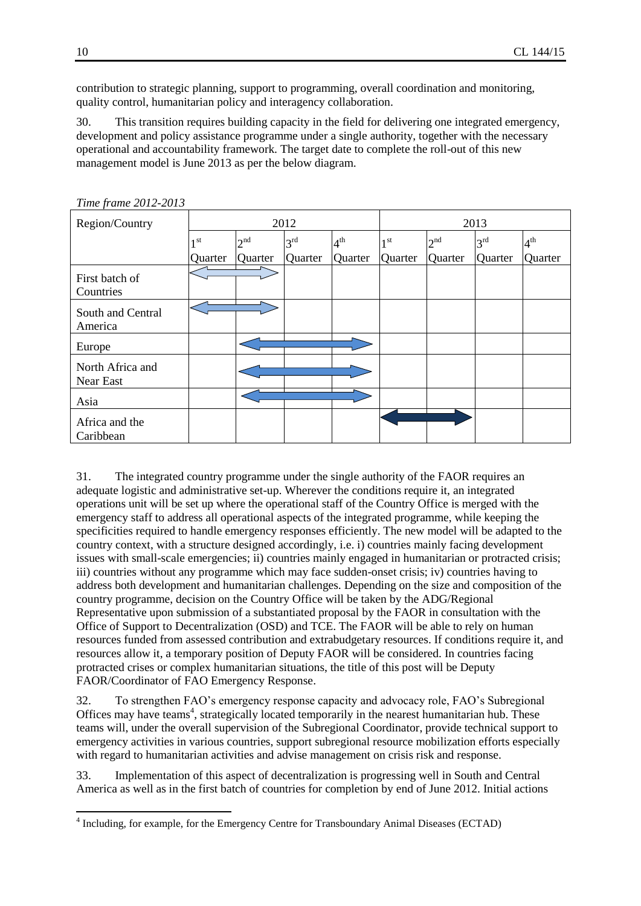contribution to strategic planning, support to programming, overall coordination and monitoring, quality control, humanitarian policy and interagency collaboration.

30. This transition requires building capacity in the field for delivering one integrated emergency, development and policy assistance programme under a single authority, together with the necessary operational and accountability framework. The target date to complete the roll-out of this new management model is June 2013 as per the below diagram.

*Time frame 2012-2013*

| Region/Country | 2012 | | | | 2013 | | | |
|---|---|---|---|---|---|---|---|---|
| | 1st Quarter | 2nd Quarter | 3rd Quarter | 4th Quarter | 1st Quarter | 2nd Quarter | 3rd Quarter | 4th Quarter |
| First batch of Countries | ⟷ | ⟷ | | | | | | |
| South and Central America | ⟷ | ⟷ | | | | | | |
| Europe | | ⟷ | ⟷ | ⟷ | | | | |
| North Africa and Near East | | ⟷ | ⟷ | ⟷ | | | | |
| Asia | | ⟷ | ⟷ | ⟷ | | | | |
| Africa and the Caribbean | | | | | ⟷ | ⟷ | | |

31. The integrated country programme under the single authority of the FAOR requires an adequate logistic and administrative set-up. Wherever the conditions require it, an integrated operations unit will be set up where the operational staff of the Country Office is merged with the emergency staff to address all operational aspects of the integrated programme, while keeping the specificities required to handle emergency responses efficiently. The new model will be adapted to the country context, with a structure designed accordingly, i.e. i) countries mainly facing development issues with small-scale emergencies; ii) countries mainly engaged in humanitarian or protracted crisis; iii) countries without any programme which may face sudden-onset crisis; iv) countries having to address both development and humanitarian challenges. Depending on the size and composition of the country programme, decision on the Country Office will be taken by the ADG/Regional Representative upon submission of a substantiated proposal by the FAOR in consultation with the Office of Support to Decentralization (OSD) and TCE. The FAOR will be able to rely on human resources funded from assessed contribution and extrabudgetary resources. If conditions require it, and resources allow it, a temporary position of Deputy FAOR will be considered. In countries facing protracted crises or complex humanitarian situations, the title of this post will be Deputy FAOR/Coordinator of FAO Emergency Response.

32. To strengthen FAO's emergency response capacity and advocacy role, FAO's Subregional Offices may have teams[4], strategically located temporarily in the nearest humanitarian hub. These teams will, under the overall supervision of the Subregional Coordinator, provide technical support to emergency activities in various countries, support subregional resource mobilization efforts especially with regard to humanitarian activities and advise management on crisis risk and response.

33. Implementation of this aspect of decentralization is progressing well in South and Central America as well as in the first batch of countries for completion by end of June 2012. Initial actions

[4] Including, for example, for the Emergency Centre for Transboundary Animal Diseases (ECTAD)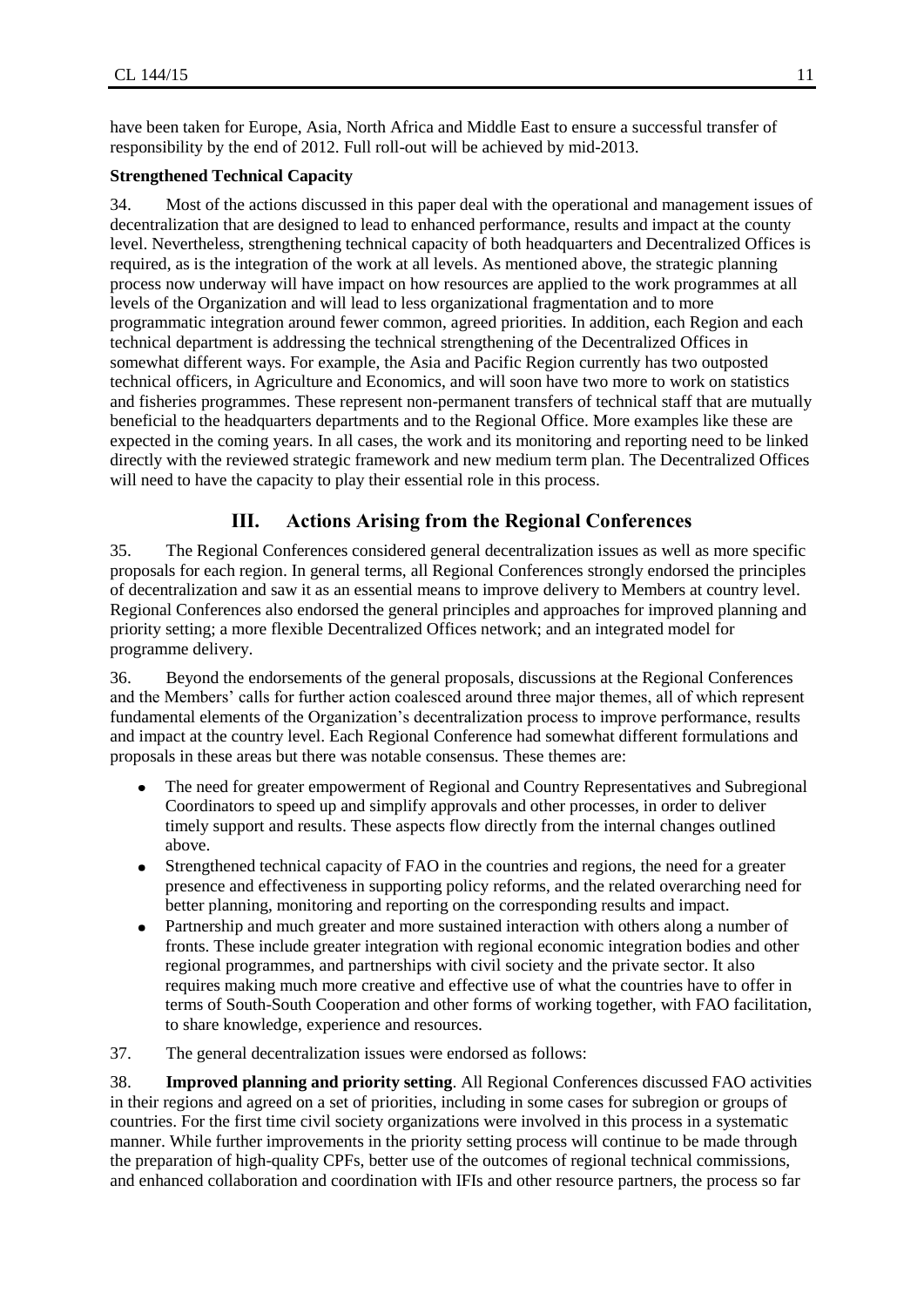have been taken for Europe, Asia, North Africa and Middle East to ensure a successful transfer of responsibility by the end of 2012. Full roll-out will be achieved by mid-2013.

**Strengthened Technical Capacity**

34. Most of the actions discussed in this paper deal with the operational and management issues of decentralization that are designed to lead to enhanced performance, results and impact at the county level. Nevertheless, strengthening technical capacity of both headquarters and Decentralized Offices is required, as is the integration of the work at all levels. As mentioned above, the strategic planning process now underway will have impact on how resources are applied to the work programmes at all levels of the Organization and will lead to less organizational fragmentation and to more programmatic integration around fewer common, agreed priorities. In addition, each Region and each technical department is addressing the technical strengthening of the Decentralized Offices in somewhat different ways. For example, the Asia and Pacific Region currently has two outposted technical officers, in Agriculture and Economics, and will soon have two more to work on statistics and fisheries programmes. These represent non-permanent transfers of technical staff that are mutually beneficial to the headquarters departments and to the Regional Office. More examples like these are expected in the coming years. In all cases, the work and its monitoring and reporting need to be linked directly with the reviewed strategic framework and new medium term plan. The Decentralized Offices will need to have the capacity to play their essential role in this process.

## III. Actions Arising from the Regional Conferences

35. The Regional Conferences considered general decentralization issues as well as more specific proposals for each region. In general terms, all Regional Conferences strongly endorsed the principles of decentralization and saw it as an essential means to improve delivery to Members at country level. Regional Conferences also endorsed the general principles and approaches for improved planning and priority setting; a more flexible Decentralized Offices network; and an integrated model for programme delivery.

36. Beyond the endorsements of the general proposals, discussions at the Regional Conferences and the Members' calls for further action coalesced around three major themes, all of which represent fundamental elements of the Organization's decentralization process to improve performance, results and impact at the country level. Each Regional Conference had somewhat different formulations and proposals in these areas but there was notable consensus. These themes are:

- The need for greater empowerment of Regional and Country Representatives and Subregional Coordinators to speed up and simplify approvals and other processes, in order to deliver timely support and results. These aspects flow directly from the internal changes outlined above.
- Strengthened technical capacity of FAO in the countries and regions, the need for a greater presence and effectiveness in supporting policy reforms, and the related overarching need for better planning, monitoring and reporting on the corresponding results and impact.
- Partnership and much greater and more sustained interaction with others along a number of fronts. These include greater integration with regional economic integration bodies and other regional programmes, and partnerships with civil society and the private sector. It also requires making much more creative and effective use of what the countries have to offer in terms of South-South Cooperation and other forms of working together, with FAO facilitation, to share knowledge, experience and resources.

37. The general decentralization issues were endorsed as follows:

38. **Improved planning and priority setting**. All Regional Conferences discussed FAO activities in their regions and agreed on a set of priorities, including in some cases for subregion or groups of countries. For the first time civil society organizations were involved in this process in a systematic manner. While further improvements in the priority setting process will continue to be made through the preparation of high-quality CPFs, better use of the outcomes of regional technical commissions, and enhanced collaboration and coordination with IFIs and other resource partners, the process so far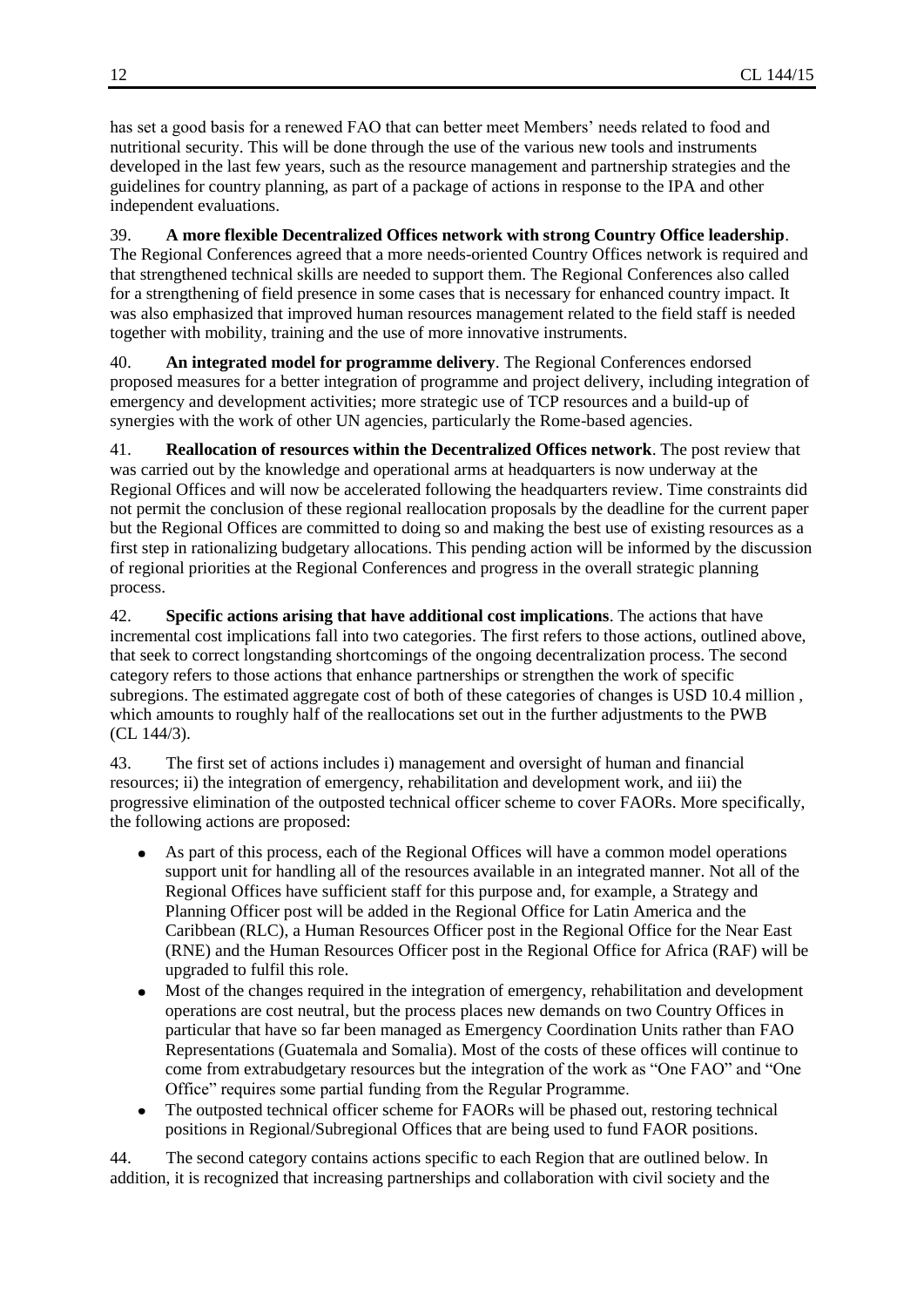has set a good basis for a renewed FAO that can better meet Members' needs related to food and nutritional security. This will be done through the use of the various new tools and instruments developed in the last few years, such as the resource management and partnership strategies and the guidelines for country planning, as part of a package of actions in response to the IPA and other independent evaluations.

39. **A more flexible Decentralized Offices network with strong Country Office leadership**. The Regional Conferences agreed that a more needs-oriented Country Offices network is required and that strengthened technical skills are needed to support them. The Regional Conferences also called for a strengthening of field presence in some cases that is necessary for enhanced country impact. It was also emphasized that improved human resources management related to the field staff is needed together with mobility, training and the use of more innovative instruments.

40. **An integrated model for programme delivery**. The Regional Conferences endorsed proposed measures for a better integration of programme and project delivery, including integration of emergency and development activities; more strategic use of TCP resources and a build-up of synergies with the work of other UN agencies, particularly the Rome-based agencies.

41. **Reallocation of resources within the Decentralized Offices network**. The post review that was carried out by the knowledge and operational arms at headquarters is now underway at the Regional Offices and will now be accelerated following the headquarters review. Time constraints did not permit the conclusion of these regional reallocation proposals by the deadline for the current paper but the Regional Offices are committed to doing so and making the best use of existing resources as a first step in rationalizing budgetary allocations. This pending action will be informed by the discussion of regional priorities at the Regional Conferences and progress in the overall strategic planning process.

42. **Specific actions arising that have additional cost implications**. The actions that have incremental cost implications fall into two categories. The first refers to those actions, outlined above, that seek to correct longstanding shortcomings of the ongoing decentralization process. The second category refers to those actions that enhance partnerships or strengthen the work of specific subregions. The estimated aggregate cost of both of these categories of changes is USD 10.4 million , which amounts to roughly half of the reallocations set out in the further adjustments to the PWB (CL 144/3).

43. The first set of actions includes i) management and oversight of human and financial resources; ii) the integration of emergency, rehabilitation and development work, and iii) the progressive elimination of the outposted technical officer scheme to cover FAORs. More specifically, the following actions are proposed:

- As part of this process, each of the Regional Offices will have a common model operations support unit for handling all of the resources available in an integrated manner. Not all of the Regional Offices have sufficient staff for this purpose and, for example, a Strategy and Planning Officer post will be added in the Regional Office for Latin America and the Caribbean (RLC), a Human Resources Officer post in the Regional Office for the Near East (RNE) and the Human Resources Officer post in the Regional Office for Africa (RAF) will be upgraded to fulfil this role.
- Most of the changes required in the integration of emergency, rehabilitation and development operations are cost neutral, but the process places new demands on two Country Offices in particular that have so far been managed as Emergency Coordination Units rather than FAO Representations (Guatemala and Somalia). Most of the costs of these offices will continue to come from extrabudgetary resources but the integration of the work as "One FAO" and "One Office" requires some partial funding from the Regular Programme.
- The outposted technical officer scheme for FAORs will be phased out, restoring technical positions in Regional/Subregional Offices that are being used to fund FAOR positions.

44. The second category contains actions specific to each Region that are outlined below. In addition, it is recognized that increasing partnerships and collaboration with civil society and the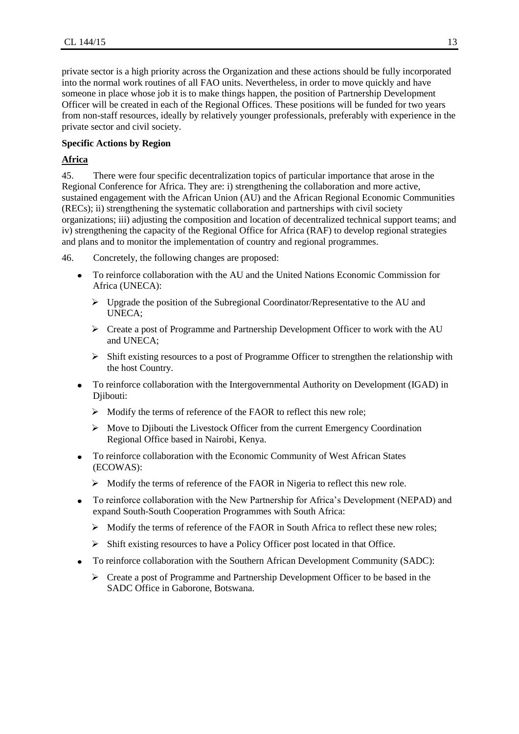private sector is a high priority across the Organization and these actions should be fully incorporated into the normal work routines of all FAO units. Nevertheless, in order to move quickly and have someone in place whose job it is to make things happen, the position of Partnership Development Officer will be created in each of the Regional Offices. These positions will be funded for two years from non-staff resources, ideally by relatively younger professionals, preferably with experience in the private sector and civil society.

**Specific Actions by Region**

**Africa**

45. There were four specific decentralization topics of particular importance that arose in the Regional Conference for Africa. They are: i) strengthening the collaboration and more active, sustained engagement with the African Union (AU) and the African Regional Economic Communities (RECs); ii) strengthening the systematic collaboration and partnerships with civil society organizations; iii) adjusting the composition and location of decentralized technical support teams; and iv) strengthening the capacity of the Regional Office for Africa (RAF) to develop regional strategies and plans and to monitor the implementation of country and regional programmes.

46. Concretely, the following changes are proposed:

- To reinforce collaboration with the AU and the United Nations Economic Commission for Africa (UNECA):
  - Upgrade the position of the Subregional Coordinator/Representative to the AU and UNECA;
  - Create a post of Programme and Partnership Development Officer to work with the AU and UNECA;
  - Shift existing resources to a post of Programme Officer to strengthen the relationship with the host Country.
- To reinforce collaboration with the Intergovernmental Authority on Development (IGAD) in Djibouti:
  - Modify the terms of reference of the FAOR to reflect this new role;
  - Move to Djibouti the Livestock Officer from the current Emergency Coordination Regional Office based in Nairobi, Kenya.
- To reinforce collaboration with the Economic Community of West African States (ECOWAS):
  - Modify the terms of reference of the FAOR in Nigeria to reflect this new role.
- To reinforce collaboration with the New Partnership for Africa's Development (NEPAD) and expand South-South Cooperation Programmes with South Africa:
  - Modify the terms of reference of the FAOR in South Africa to reflect these new roles;
  - Shift existing resources to have a Policy Officer post located in that Office.
- To reinforce collaboration with the Southern African Development Community (SADC):
  - Create a post of Programme and Partnership Development Officer to be based in the SADC Office in Gaborone, Botswana.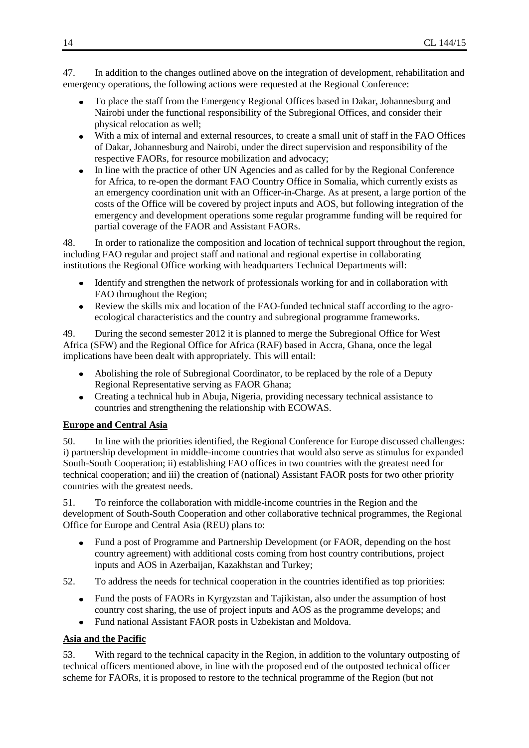47. In addition to the changes outlined above on the integration of development, rehabilitation and emergency operations, the following actions were requested at the Regional Conference:

- To place the staff from the Emergency Regional Offices based in Dakar, Johannesburg and Nairobi under the functional responsibility of the Subregional Offices, and consider their physical relocation as well;
- With a mix of internal and external resources, to create a small unit of staff in the FAO Offices of Dakar, Johannesburg and Nairobi, under the direct supervision and responsibility of the respective FAORs, for resource mobilization and advocacy;
- In line with the practice of other UN Agencies and as called for by the Regional Conference for Africa, to re-open the dormant FAO Country Office in Somalia, which currently exists as an emergency coordination unit with an Officer-in-Charge. As at present, a large portion of the costs of the Office will be covered by project inputs and AOS, but following integration of the emergency and development operations some regular programme funding will be required for partial coverage of the FAOR and Assistant FAORs.

48. In order to rationalize the composition and location of technical support throughout the region, including FAO regular and project staff and national and regional expertise in collaborating institutions the Regional Office working with headquarters Technical Departments will:

- Identify and strengthen the network of professionals working for and in collaboration with FAO throughout the Region;
- Review the skills mix and location of the FAO-funded technical staff according to the agro-ecological characteristics and the country and subregional programme frameworks.

49. During the second semester 2012 it is planned to merge the Subregional Office for West Africa (SFW) and the Regional Office for Africa (RAF) based in Accra, Ghana, once the legal implications have been dealt with appropriately. This will entail:

- Abolishing the role of Subregional Coordinator, to be replaced by the role of a Deputy Regional Representative serving as FAOR Ghana;
- Creating a technical hub in Abuja, Nigeria, providing necessary technical assistance to countries and strengthening the relationship with ECOWAS.

## Europe and Central Asia

50. In line with the priorities identified, the Regional Conference for Europe discussed challenges: i) partnership development in middle-income countries that would also serve as stimulus for expanded South-South Cooperation; ii) establishing FAO offices in two countries with the greatest need for technical cooperation; and iii) the creation of (national) Assistant FAOR posts for two other priority countries with the greatest needs.

51. To reinforce the collaboration with middle-income countries in the Region and the development of South-South Cooperation and other collaborative technical programmes, the Regional Office for Europe and Central Asia (REU) plans to:

- Fund a post of Programme and Partnership Development (or FAOR, depending on the host country agreement) with additional costs coming from host country contributions, project inputs and AOS in Azerbaijan, Kazakhstan and Turkey;

52. To address the needs for technical cooperation in the countries identified as top priorities:

- Fund the posts of FAORs in Kyrgyzstan and Tajikistan, also under the assumption of host country cost sharing, the use of project inputs and AOS as the programme develops; and
- Fund national Assistant FAOR posts in Uzbekistan and Moldova.

## Asia and the Pacific

53. With regard to the technical capacity in the Region, in addition to the voluntary outposting of technical officers mentioned above, in line with the proposed end of the outposted technical officer scheme for FAORs, it is proposed to restore to the technical programme of the Region (but not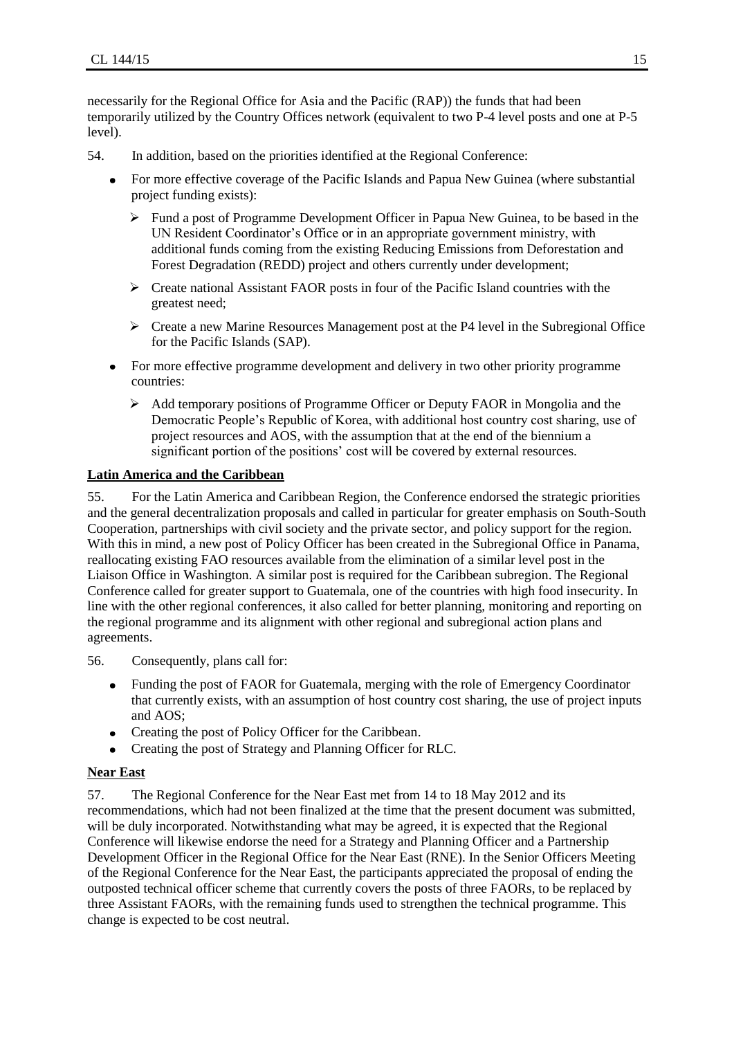necessarily for the Regional Office for Asia and the Pacific (RAP)) the funds that had been temporarily utilized by the Country Offices network (equivalent to two P-4 level posts and one at P-5 level).

54. In addition, based on the priorities identified at the Regional Conference:

- For more effective coverage of the Pacific Islands and Papua New Guinea (where substantial project funding exists):
  - Fund a post of Programme Development Officer in Papua New Guinea, to be based in the UN Resident Coordinator's Office or in an appropriate government ministry, with additional funds coming from the existing Reducing Emissions from Deforestation and Forest Degradation (REDD) project and others currently under development;
  - Create national Assistant FAOR posts in four of the Pacific Island countries with the greatest need;
  - Create a new Marine Resources Management post at the P4 level in the Subregional Office for the Pacific Islands (SAP).
- For more effective programme development and delivery in two other priority programme countries:
  - Add temporary positions of Programme Officer or Deputy FAOR in Mongolia and the Democratic People's Republic of Korea, with additional host country cost sharing, use of project resources and AOS, with the assumption that at the end of the biennium a significant portion of the positions' cost will be covered by external resources.

**Latin America and the Caribbean**

55. For the Latin America and Caribbean Region, the Conference endorsed the strategic priorities and the general decentralization proposals and called in particular for greater emphasis on South-South Cooperation, partnerships with civil society and the private sector, and policy support for the region. With this in mind, a new post of Policy Officer has been created in the Subregional Office in Panama, reallocating existing FAO resources available from the elimination of a similar level post in the Liaison Office in Washington. A similar post is required for the Caribbean subregion. The Regional Conference called for greater support to Guatemala, one of the countries with high food insecurity. In line with the other regional conferences, it also called for better planning, monitoring and reporting on the regional programme and its alignment with other regional and subregional action plans and agreements.

56. Consequently, plans call for:

- Funding the post of FAOR for Guatemala, merging with the role of Emergency Coordinator that currently exists, with an assumption of host country cost sharing, the use of project inputs and AOS;
- Creating the post of Policy Officer for the Caribbean.
- Creating the post of Strategy and Planning Officer for RLC.

**Near East**

57. The Regional Conference for the Near East met from 14 to 18 May 2012 and its recommendations, which had not been finalized at the time that the present document was submitted, will be duly incorporated. Notwithstanding what may be agreed, it is expected that the Regional Conference will likewise endorse the need for a Strategy and Planning Officer and a Partnership Development Officer in the Regional Office for the Near East (RNE). In the Senior Officers Meeting of the Regional Conference for the Near East, the participants appreciated the proposal of ending the outposted technical officer scheme that currently covers the posts of three FAORs, to be replaced by three Assistant FAORs, with the remaining funds used to strengthen the technical programme. This change is expected to be cost neutral.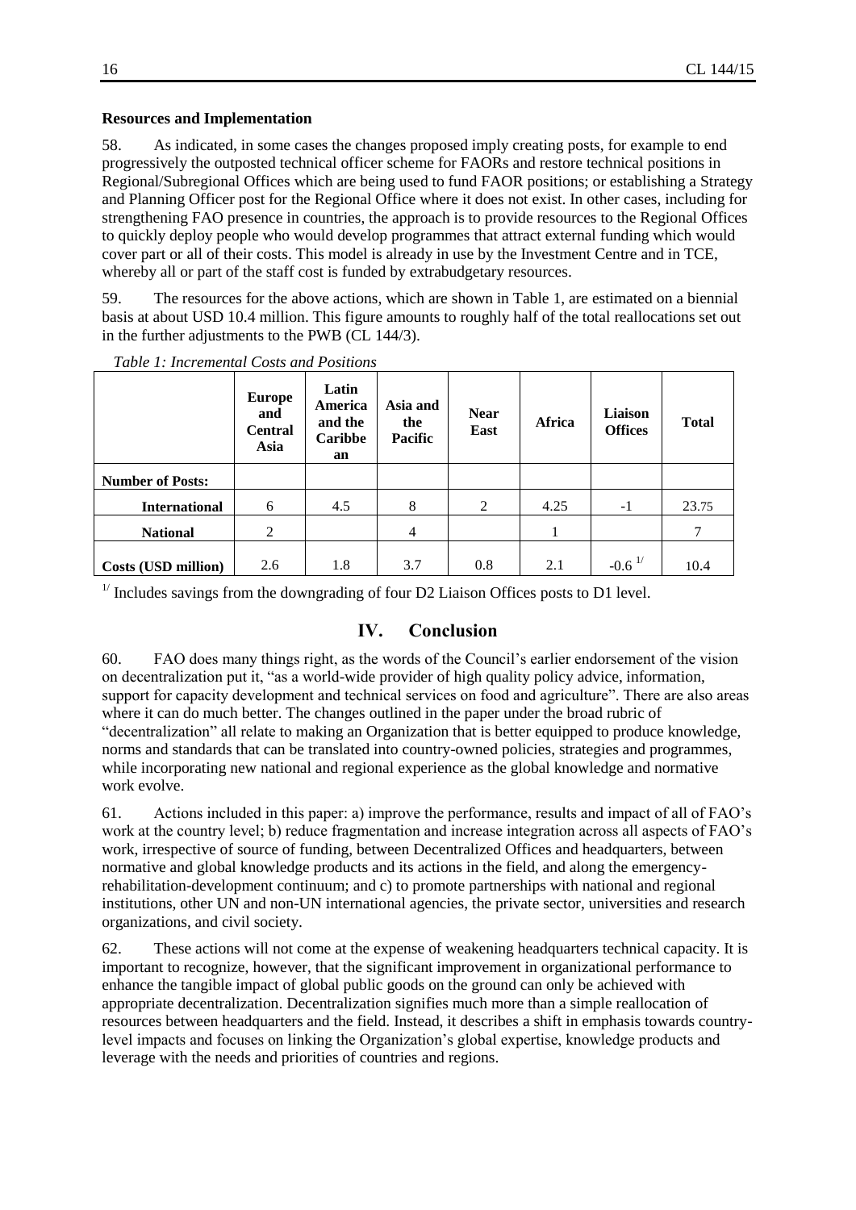**Resources and Implementation**

58. As indicated, in some cases the changes proposed imply creating posts, for example to end progressively the outposted technical officer scheme for FAORs and restore technical positions in Regional/Subregional Offices which are being used to fund FAOR positions; or establishing a Strategy and Planning Officer post for the Regional Office where it does not exist. In other cases, including for strengthening FAO presence in countries, the approach is to provide resources to the Regional Offices to quickly deploy people who would develop programmes that attract external funding which would cover part or all of their costs. This model is already in use by the Investment Centre and in TCE, whereby all or part of the staff cost is funded by extrabudgetary resources.

59. The resources for the above actions, which are shown in Table 1, are estimated on a biennial basis at about USD 10.4 million. This figure amounts to roughly half of the total reallocations set out in the further adjustments to the PWB (CL 144/3).

*Table 1: Incremental Costs and Positions*

| | Europe and Central Asia | Latin America and the Caribbean | Asia and the Pacific | Near East | Africa | Liaison Offices | Total |
|---|---|---|---|---|---|---|---|
| **Number of Posts:** | | | | | | | |
| **International** | 6 | 4.5 | 8 | 2 | 4.25 | -1 | 23.75 |
| **National** | 2 | | 4 | | 1 | | 7 |
| **Costs (USD million)** | 2.6 | 1.8 | 3.7 | 0.8 | 2.1 | -0.6 [1/] | 10.4 |

[1/] Includes savings from the downgrading of four D2 Liaison Offices posts to D1 level.

## IV. Conclusion

60. FAO does many things right, as the words of the Council's earlier endorsement of the vision on decentralization put it, "as a world-wide provider of high quality policy advice, information, support for capacity development and technical services on food and agriculture". There are also areas where it can do much better. The changes outlined in the paper under the broad rubric of "decentralization" all relate to making an Organization that is better equipped to produce knowledge, norms and standards that can be translated into country-owned policies, strategies and programmes, while incorporating new national and regional experience as the global knowledge and normative work evolve.

61. Actions included in this paper: a) improve the performance, results and impact of all of FAO's work at the country level; b) reduce fragmentation and increase integration across all aspects of FAO's work, irrespective of source of funding, between Decentralized Offices and headquarters, between normative and global knowledge products and its actions in the field, and along the emergency-rehabilitation-development continuum; and c) to promote partnerships with national and regional institutions, other UN and non-UN international agencies, the private sector, universities and research organizations, and civil society.

62. These actions will not come at the expense of weakening headquarters technical capacity. It is important to recognize, however, that the significant improvement in organizational performance to enhance the tangible impact of global public goods on the ground can only be achieved with appropriate decentralization. Decentralization signifies much more than a simple reallocation of resources between headquarters and the field. Instead, it describes a shift in emphasis towards country-level impacts and focuses on linking the Organization's global expertise, knowledge products and leverage with the needs and priorities of countries and regions.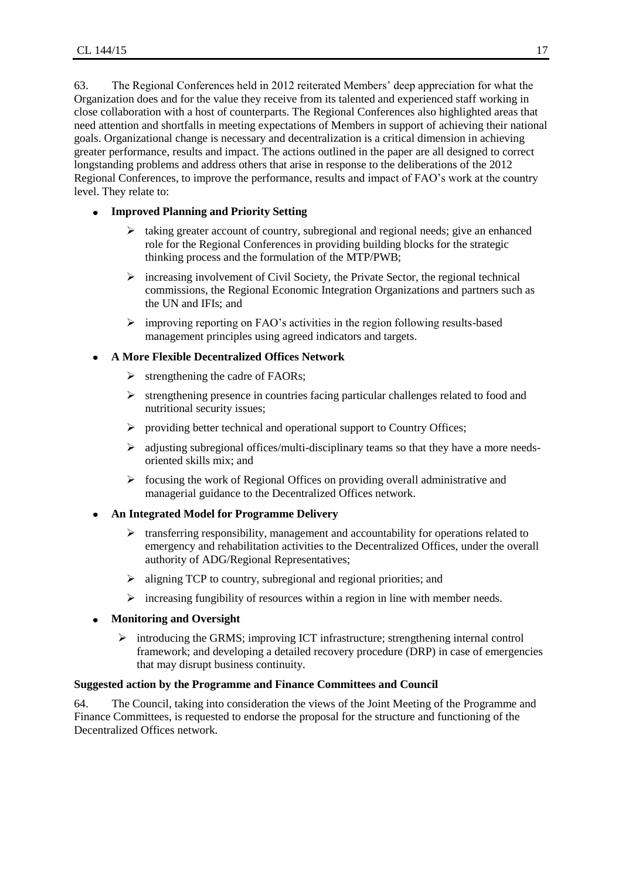63. The Regional Conferences held in 2012 reiterated Members' deep appreciation for what the Organization does and for the value they receive from its talented and experienced staff working in close collaboration with a host of counterparts. The Regional Conferences also highlighted areas that need attention and shortfalls in meeting expectations of Members in support of achieving their national goals. Organizational change is necessary and decentralization is a critical dimension in achieving greater performance, results and impact. The actions outlined in the paper are all designed to correct longstanding problems and address others that arise in response to the deliberations of the 2012 Regional Conferences, to improve the performance, results and impact of FAO's work at the country level. They relate to:

- **Improved Planning and Priority Setting**
  - taking greater account of country, subregional and regional needs; give an enhanced role for the Regional Conferences in providing building blocks for the strategic thinking process and the formulation of the MTP/PWB;
  - increasing involvement of Civil Society, the Private Sector, the regional technical commissions, the Regional Economic Integration Organizations and partners such as the UN and IFIs; and
  - improving reporting on FAO's activities in the region following results-based management principles using agreed indicators and targets.
- **A More Flexible Decentralized Offices Network**
  - strengthening the cadre of FAORs;
  - strengthening presence in countries facing particular challenges related to food and nutritional security issues;
  - providing better technical and operational support to Country Offices;
  - adjusting subregional offices/multi-disciplinary teams so that they have a more needs-oriented skills mix; and
  - focusing the work of Regional Offices on providing overall administrative and managerial guidance to the Decentralized Offices network.
- **An Integrated Model for Programme Delivery**
  - transferring responsibility, management and accountability for operations related to emergency and rehabilitation activities to the Decentralized Offices, under the overall authority of ADG/Regional Representatives;
  - aligning TCP to country, subregional and regional priorities; and
  - increasing fungibility of resources within a region in line with member needs.
- **Monitoring and Oversight**
  - introducing the GRMS; improving ICT infrastructure; strengthening internal control framework; and developing a detailed recovery procedure (DRP) in case of emergencies that may disrupt business continuity.

**Suggested action by the Programme and Finance Committees and Council**

64. The Council, taking into consideration the views of the Joint Meeting of the Programme and Finance Committees, is requested to endorse the proposal for the structure and functioning of the Decentralized Offices network.